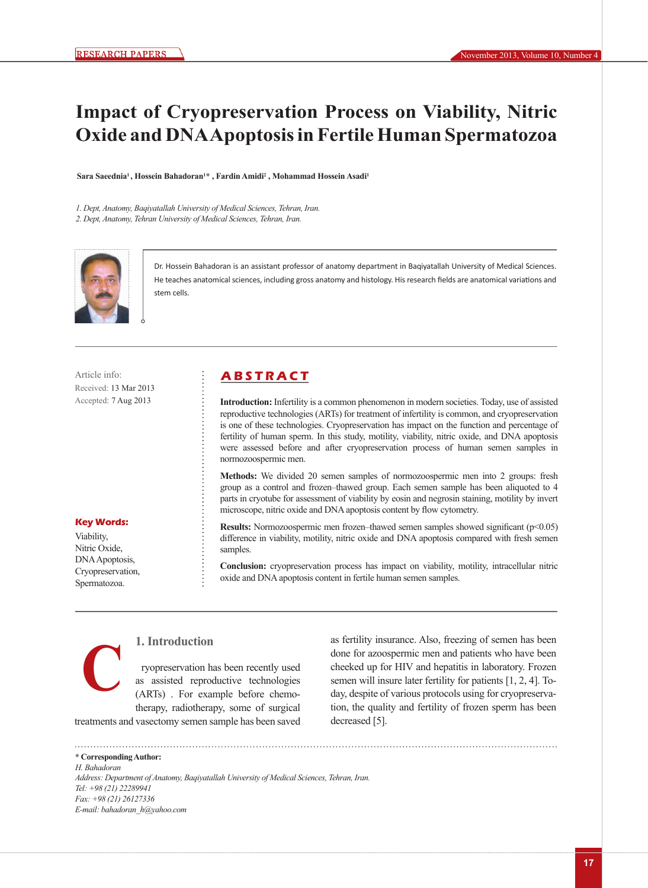# Impact of Cryopreservation Process on Viability, Nitric Oxide and DNA Apoptosis in Fertile Human Spermatozoa

**Sara Saeednia[1], Hossein Bahadoran[1]*, Fardin Amidi[2], Mohammad Hossein Asadi[1]**

*1. Dept, Anatomy, Baqiyatallah University of Medical Sciences, Tehran, Iran.*
*2. Dept, Anatomy, Tehran University of Medical Sciences, Tehran, Iran.*

Dr. Hossein Bahadoran is an assistant professor of anatomy department in Baqiyatallah University of Medical Sciences. He teaches anatomical sciences, including gross anatomy and histology. His research fields are anatomical variations and stem cells.

Article info:
Received: 13 Mar 2013
Accepted: 7 Aug 2013

**Key Words:**
Viability,
Nitric Oxide,
DNA Apoptosis,
Cryopreservation,
Spermatozoa.

## ABSTRACT

**Introduction:** Infertility is a common phenomenon in modern societies. Today, use of assisted reproductive technologies (ARTs) for treatment of infertility is common, and cryopreservation is one of these technologies. Cryopreservation has impact on the function and percentage of fertility of human sperm. In this study, motility, viability, nitric oxide, and DNA apoptosis were assessed before and after cryopreservation process of human semen samples in normozoospermic men.

**Methods:** We divided 20 semen samples of normozoospermic men into 2 groups: fresh group as a control and frozen–thawed group. Each semen sample has been aliquoted to 4 parts in cryotube for assessment of viability by eosin and negrosin staining, motility by invert microscope, nitric oxide and DNA apoptosis content by flow cytometry.

**Results:** Normozoospermic men frozen–thawed semen samples showed significant ($p<0.05$) difference in viability, motility, nitric oxide and DNA apoptosis compared with fresh semen samples.

**Conclusion:** cryopreservation process has impact on viability, motility, intracellular nitric oxide and DNA apoptosis content in fertile human semen samples.

## 1. Introduction

Cryopreservation has been recently used as assisted reproductive technologies (ARTs) . For example before chemotherapy, radiotherapy, some of surgical treatments and vasectomy semen sample has been saved as fertility insurance. Also, freezing of semen has been done for azoospermic men and patients who have been cheeked up for HIV and hepatitis in laboratory. Frozen semen will insure later fertility for patients [1, 2, 4]. Today, despite of various protocols using for cryopreservation, the quality and fertility of frozen sperm has been decreased [5].

\* **Corresponding Author:**
*H. Bahadoran*
*Address: Department of Anatomy, Baqiyatallah University of Medical Sciences, Tehran, Iran.*
*Tel: +98 (21) 22289941*
*Fax: +98 (21) 26127336*
*E-mail: bahadoran_h@yahoo.com*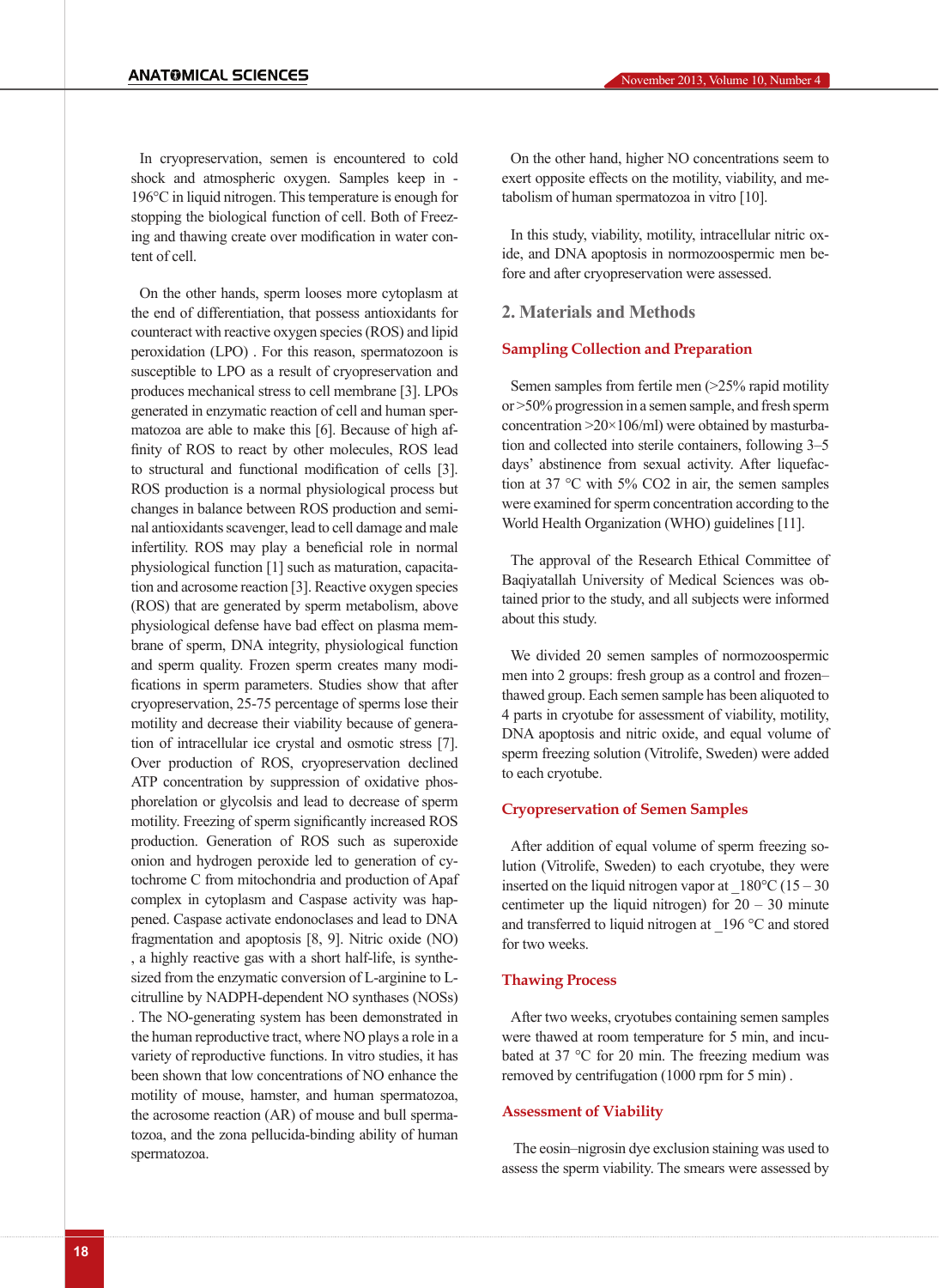In cryopreservation, semen is encountered to cold shock and atmospheric oxygen. Samples keep in -196°C in liquid nitrogen. This temperature is enough for stopping the biological function of cell. Both of Freezing and thawing create over modification in water content of cell.

On the other hands, sperm looses more cytoplasm at the end of differentiation, that possess antioxidants for counteract with reactive oxygen species (ROS) and lipid peroxidation (LPO) . For this reason, spermatozoon is susceptible to LPO as a result of cryopreservation and produces mechanical stress to cell membrane [3]. LPOs generated in enzymatic reaction of cell and human spermatozoa are able to make this [6]. Because of high affinity of ROS to react by other molecules, ROS lead to structural and functional modification of cells [3]. ROS production is a normal physiological process but changes in balance between ROS production and seminal antioxidants scavenger, lead to cell damage and male infertility. ROS may play a beneficial role in normal physiological function [1] such as maturation, capacitation and acrosome reaction [3]. Reactive oxygen species (ROS) that are generated by sperm metabolism, above physiological defense have bad effect on plasma membrane of sperm, DNA integrity, physiological function and sperm quality. Frozen sperm creates many modifications in sperm parameters. Studies show that after cryopreservation, 25-75 percentage of sperms lose their motility and decrease their viability because of generation of intracellular ice crystal and osmotic stress [7]. Over production of ROS, cryopreservation declined ATP concentration by suppression of oxidative phosphorelation or glycolsis and lead to decrease of sperm motility. Freezing of sperm significantly increased ROS production. Generation of ROS such as superoxide onion and hydrogen peroxide led to generation of cytochrome C from mitochondria and production of Apaf complex in cytoplasm and Caspase activity was happened. Caspase activate endonoclases and lead to DNA fragmentation and apoptosis [8, 9]. Nitric oxide (NO) , a highly reactive gas with a short half-life, is synthesized from the enzymatic conversion of L-arginine to L-citrulline by NADPH-dependent NO synthases (NOSs) . The NO-generating system has been demonstrated in the human reproductive tract, where NO plays a role in a variety of reproductive functions. In vitro studies, it has been shown that low concentrations of NO enhance the motility of mouse, hamster, and human spermatozoa, the acrosome reaction (AR) of mouse and bull spermatozoa, and the zona pellucida-binding ability of human spermatozoa.

On the other hand, higher NO concentrations seem to exert opposite effects on the motility, viability, and metabolism of human spermatozoa in vitro [10].

In this study, viability, motility, intracellular nitric oxide, and DNA apoptosis in normozoospermic men before and after cryopreservation were assessed.

## 2. Materials and Methods

### Sampling Collection and Preparation

Semen samples from fertile men (>25% rapid motility or >50% progression in a semen sample, and fresh sperm concentration >20×106/ml) were obtained by masturbation and collected into sterile containers, following 3–5 days' abstinence from sexual activity. After liquefaction at 37 °C with 5% $CO_2$ in air, the semen samples were examined for sperm concentration according to the World Health Organization (WHO) guidelines [11].

The approval of the Research Ethical Committee of Baqiyatallah University of Medical Sciences was obtained prior to the study, and all subjects were informed about this study.

We divided 20 semen samples of normozoospermic men into 2 groups: fresh group as a control and frozen–thawed group. Each semen sample has been aliquoted to 4 parts in cryotube for assessment of viability, motility, DNA apoptosis and nitric oxide, and equal volume of sperm freezing solution (Vitrolife, Sweden) were added to each cryotube.

### Cryopreservation of Semen Samples

After addition of equal volume of sperm freezing solution (Vitrolife, Sweden) to each cryotube, they were inserted on the liquid nitrogen vapor at _180°C (15 – 30 centimeter up the liquid nitrogen) for 20 – 30 minute and transferred to liquid nitrogen at _196 °C and stored for two weeks.

### Thawing Process

After two weeks, cryotubes containing semen samples were thawed at room temperature for 5 min, and incubated at 37 °C for 20 min. The freezing medium was removed by centrifugation (1000 rpm for 5 min) .

### Assessment of Viability

The eosin–nigrosin dye exclusion staining was used to assess the sperm viability. The smears were assessed by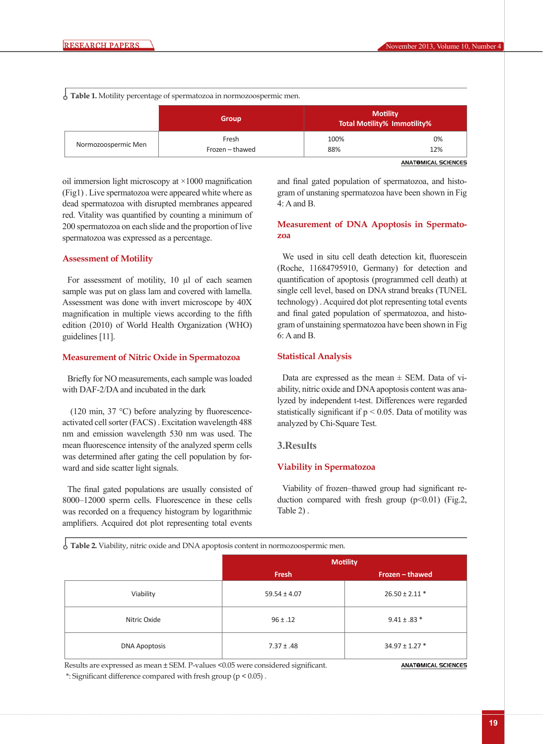**Table 1.** Motility percentage of spermatozoa in normozoospermic men.

| | Group | Motility | |
|---|---|---|---|
| | | Total Motility% | Immotility% |
| Normozoospermic Men | Fresh | 100% | 0% |
| | Frozen – thawed | 88% | 12% |

oil immersion light microscopy at ×1000 magnification (Fig1) . Live spermatozoa were appeared white where as dead spermatozoa with disrupted membranes appeared red. Vitality was quantified by counting a minimum of 200 spermatozoa on each slide and the proportion of live spermatozoa was expressed as a percentage.

### Assessment of Motility

For assessment of motility, 10 µl of each seamen sample was put on glass lam and covered with lamella. Assessment was done with invert microscope by 40X magnification in multiple views according to the fifth edition (2010) of World Health Organization (WHO) guidelines [11].

### Measurement of Nitric Oxide in Spermatozoa

Briefly for NO measurements, each sample was loaded with DAF-2/DA and incubated in the dark

(120 min, 37 °C) before analyzing by fluorescence-activated cell sorter (FACS) . Excitation wavelength 488 nm and emission wavelength 530 nm was used. The mean fluorescence intensity of the analyzed sperm cells was determined after gating the cell population by forward and side scatter light signals.

The final gated populations are usually consisted of 8000–12000 sperm cells. Fluorescence in these cells was recorded on a frequency histogram by logarithmic amplifiers. Acquired dot plot representing total events and final gated population of spermatozoa, and histogram of unstaning spermatozoa have been shown in Fig 4: A and B.

### Measurement of DNA Apoptosis in Spermatozoa

We used in situ cell death detection kit, fluorescein (Roche, 11684795910, Germany) for detection and quantification of apoptosis (programmed cell death) at single cell level, based on DNA strand breaks (TUNEL technology) . Acquired dot plot representing total events and final gated population of spermatozoa, and histogram of unstaining spermatozoa have been shown in Fig 6: A and B.

### Statistical Analysis

Data are expressed as the mean ± SEM. Data of viability, nitric oxide and DNA apoptosis content was analyzed by independent t-test. Differences were regarded statistically significant if $p < 0.05$. Data of motility was analyzed by Chi-Square Test.

## 3.Results

### Viability in Spermatozoa

Viability of frozen–thawed group had significant reduction compared with fresh group ($p<0.01$) (Fig.2, Table 2) .

**Table 2.** Viability, nitric oxide and DNA apoptosis content in normozoospermic men.

| | Motility | |
|---|---|---|
| | Fresh | Frozen – thawed |
| Viability | 59.54 ± 4.07 | 26.50 ± 2.11 * |
| Nitric Oxide | 96 ± .12 | 9.41 ± .83 * |
| DNA Apoptosis | 7.37 ± .48 | 34.97 ± 1.27 * |

Results are expressed as mean ± SEM. P-values <0.05 were considered significant.
*: Significant difference compared with fresh group ($p < 0.05$) .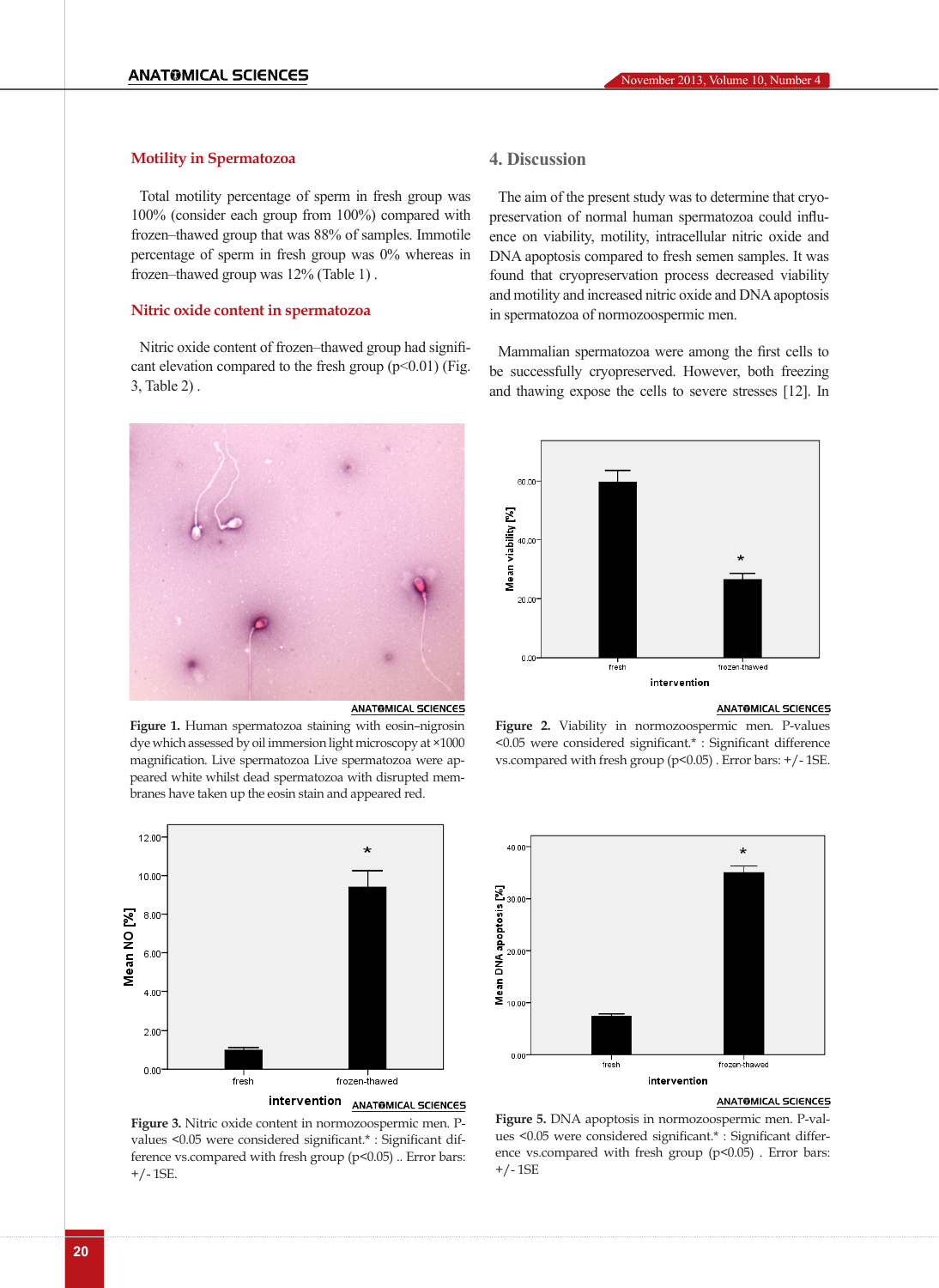### Motility in Spermatozoa

Total motility percentage of sperm in fresh group was 100% (consider each group from 100%) compared with frozen–thawed group that was 88% of samples. Immotile percentage of sperm in fresh group was 0% whereas in frozen–thawed group was 12% (Table 1) .

### Nitric oxide content in spermatozoa

Nitric oxide content of frozen–thawed group had significant elevation compared to the fresh group ($p<0.01$) (Fig. 3, Table 2) .

## 4. Discussion

The aim of the present study was to determine that cryopreservation of normal human spermatozoa could influence on viability, motility, intracellular nitric oxide and DNA apoptosis compared to fresh semen samples. It was found that cryopreservation process decreased viability and motility and increased nitric oxide and DNA apoptosis in spermatozoa of normozoospermic men.

Mammalian spermatozoa were among the first cells to be successfully cryopreserved. However, both freezing and thawing expose the cells to severe stresses [12]. In

**Figure 1.** Human spermatozoa staining with eosin–nigrosin dye which assessed by oil immersion light microscopy at ×1000 magnification. Live spermatozoa Live spermatozoa were appeared white whilst dead spermatozoa with disrupted membranes have taken up the eosin stain and appeared red.

**Figure 2.** Viability in normozoospermic men. P-values <0.05 were considered significant.* : Significant difference vs.compared with fresh group ($p<0.05$) . Error bars: +/- 1SE.

**Figure 3.** Nitric oxide content in normozoospermic men. P-values <0.05 were considered significant.* : Significant difference vs.compared with fresh group ($p<0.05$) .. Error bars: +/- 1SE.

**Figure 5.** DNA apoptosis in normozoospermic men. P-values <0.05 were considered significant.* : Significant difference vs.compared with fresh group ($p<0.05$) . Error bars: +/- 1SE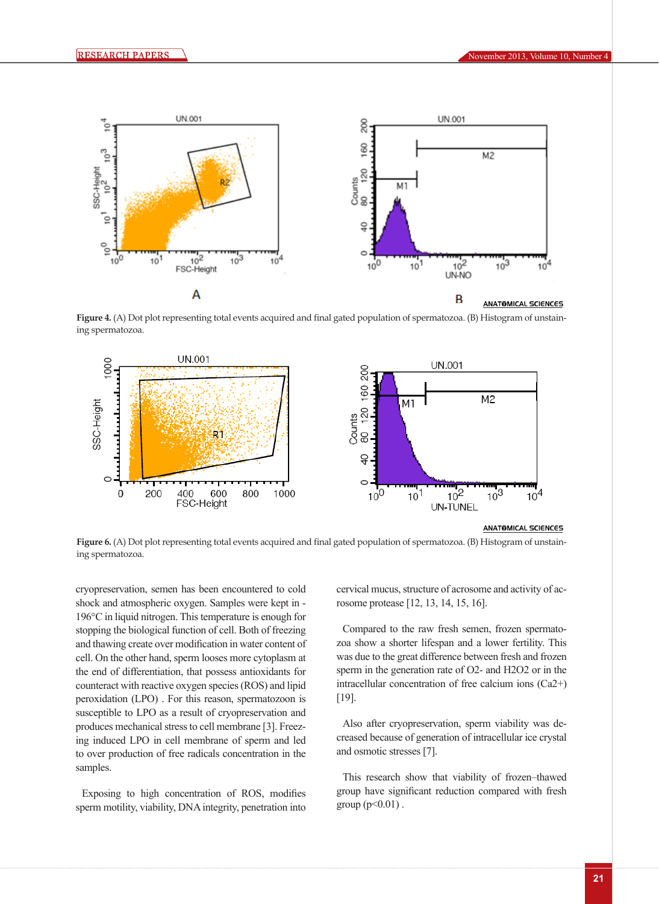Figure 4. (A) Dot plot representing total events acquired and final gated population of spermatozoa. (B) Histogram of unstaining spermatozoa.

Figure 6. (A) Dot plot representing total events acquired and final gated population of spermatozoa. (B) Histogram of unstaining spermatozoa.

cryopreservation, semen has been encountered to cold shock and atmospheric oxygen. Samples were kept in -196°C in liquid nitrogen. This temperature is enough for stopping the biological function of cell. Both of freezing and thawing create over modification in water content of cell. On the other hand, sperm looses more cytoplasm at the end of differentiation, that possess antioxidants for counteract with reactive oxygen species (ROS) and lipid peroxidation (LPO) . For this reason, spermatozoon is susceptible to LPO as a result of cryopreservation and produces mechanical stress to cell membrane [3]. Freezing induced LPO in cell membrane of sperm and led to over production of free radicals concentration in the samples.

Exposing to high concentration of ROS, modifies sperm motility, viability, DNA integrity, penetration into cervical mucus, structure of acrosome and activity of acrosome protease [12, 13, 14, 15, 16].

Compared to the raw fresh semen, frozen spermatozoa show a shorter lifespan and a lower fertility. This was due to the great difference between fresh and frozen sperm in the generation rate of $O_2$- and $H_2O_2$ or in the intracellular concentration of free calcium ions ($Ca^{2+}$) [19].

Also after cryopreservation, sperm viability was decreased because of generation of intracellular ice crystal and osmotic stresses [7].

This research show that viability of frozen–thawed group have significant reduction compared with fresh group ($p<0.01$) .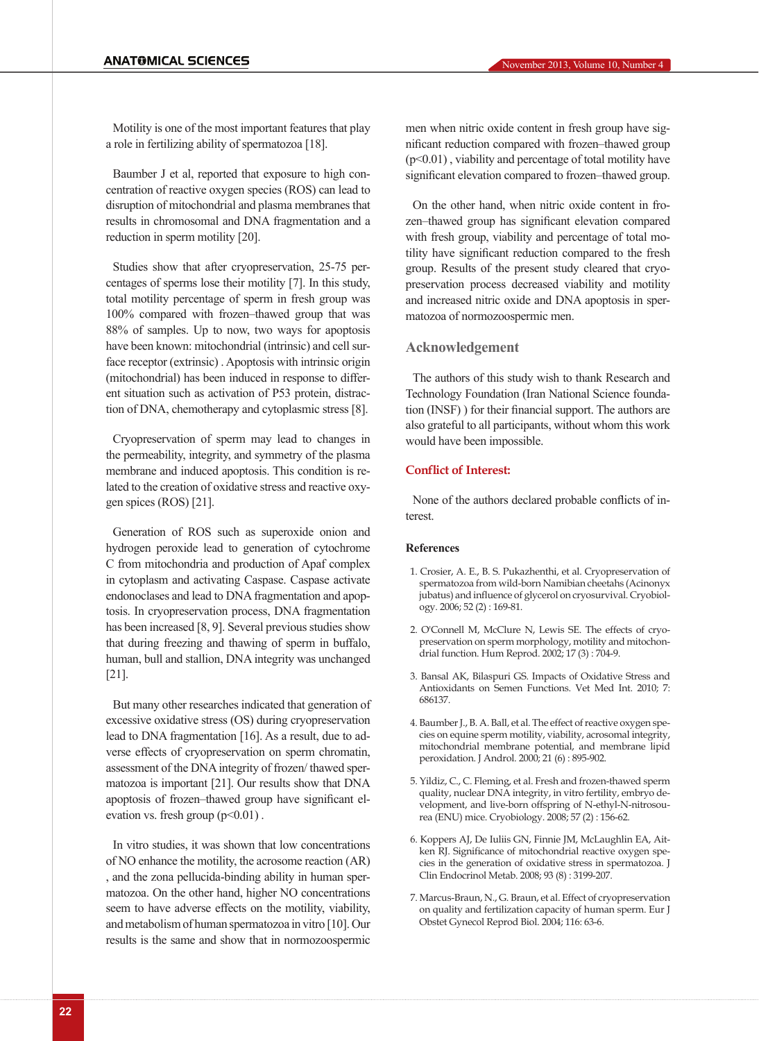Motility is one of the most important features that play a role in fertilizing ability of spermatozoa [18].

Baumber J et al, reported that exposure to high concentration of reactive oxygen species (ROS) can lead to disruption of mitochondrial and plasma membranes that results in chromosomal and DNA fragmentation and a reduction in sperm motility [20].

Studies show that after cryopreservation, 25-75 percentages of sperms lose their motility [7]. In this study, total motility percentage of sperm in fresh group was 100% compared with frozen–thawed group that was 88% of samples. Up to now, two ways for apoptosis have been known: mitochondrial (intrinsic) and cell surface receptor (extrinsic) . Apoptosis with intrinsic origin (mitochondrial) has been induced in response to different situation such as activation of P53 protein, distraction of DNA, chemotherapy and cytoplasmic stress [8].

Cryopreservation of sperm may lead to changes in the permeability, integrity, and symmetry of the plasma membrane and induced apoptosis. This condition is related to the creation of oxidative stress and reactive oxygen spices (ROS) [21].

Generation of ROS such as superoxide onion and hydrogen peroxide lead to generation of cytochrome C from mitochondria and production of Apaf complex in cytoplasm and activating Caspase. Caspase activate endonoclases and lead to DNA fragmentation and apoptosis. In cryopreservation process, DNA fragmentation has been increased [8, 9]. Several previous studies show that during freezing and thawing of sperm in buffalo, human, bull and stallion, DNA integrity was unchanged [21].

But many other researches indicated that generation of excessive oxidative stress (OS) during cryopreservation lead to DNA fragmentation [16]. As a result, due to adverse effects of cryopreservation on sperm chromatin, assessment of the DNA integrity of frozen/ thawed spermatozoa is important [21]. Our results show that DNA apoptosis of frozen–thawed group have significant elevation vs. fresh group ($p<0.01$) .

In vitro studies, it was shown that low concentrations of NO enhance the motility, the acrosome reaction (AR) , and the zona pellucida-binding ability in human spermatozoa. On the other hand, higher NO concentrations seem to have adverse effects on the motility, viability, and metabolism of human spermatozoa in vitro [10]. Our results is the same and show that in normozoospermic men when nitric oxide content in fresh group have significant reduction compared with frozen–thawed group ($p<0.01$) , viability and percentage of total motility have significant elevation compared to frozen–thawed group.

On the other hand, when nitric oxide content in frozen–thawed group has significant elevation compared with fresh group, viability and percentage of total motility have significant reduction compared to the fresh group. Results of the present study cleared that cryopreservation process decreased viability and motility and increased nitric oxide and DNA apoptosis in spermatozoa of normozoospermic men.

## Acknowledgement

The authors of this study wish to thank Research and Technology Foundation (Iran National Science foundation (INSF) ) for their financial support. The authors are also grateful to all participants, without whom this work would have been impossible.

## Conflict of Interest:

None of the authors declared probable conflicts of interest.

### References

1. Crosier, A. E., B. S. Pukazhenthi, et al. Cryopreservation of spermatozoa from wild-born Namibian cheetahs (Acinonyx jubatus) and influence of glycerol on cryosurvival. Cryobiology. 2006; 52 (2) : 169-81.

2. O'Connell M, McClure N, Lewis SE. The effects of cryopreservation on sperm morphology, motility and mitochondrial function. Hum Reprod. 2002; 17 (3) : 704-9.

3. Bansal AK, Bilaspuri GS. Impacts of Oxidative Stress and Antioxidants on Semen Functions. Vet Med Int. 2010; 7: 686137.

4. Baumber J., B. A. Ball, et al. The effect of reactive oxygen species on equine sperm motility, viability, acrosomal integrity, mitochondrial membrane potential, and membrane lipid peroxidation. J Androl. 2000; 21 (6) : 895-902.

5. Yildiz, C., C. Fleming, et al. Fresh and frozen-thawed sperm quality, nuclear DNA integrity, in vitro fertility, embryo development, and live-born offspring of N-ethyl-N-nitrosourea (ENU) mice. Cryobiology. 2008; 57 (2) : 156-62.

6. Koppers AJ, De Iuliis GN, Finnie JM, McLaughlin EA, Aitken RJ. Significance of mitochondrial reactive oxygen species in the generation of oxidative stress in spermatozoa. J Clin Endocrinol Metab. 2008; 93 (8) : 3199-207.

7. Marcus-Braun, N., G. Braun, et al. Effect of cryopreservation on quality and fertilization capacity of human sperm. Eur J Obstet Gynecol Reprod Biol. 2004; 116: 63-6.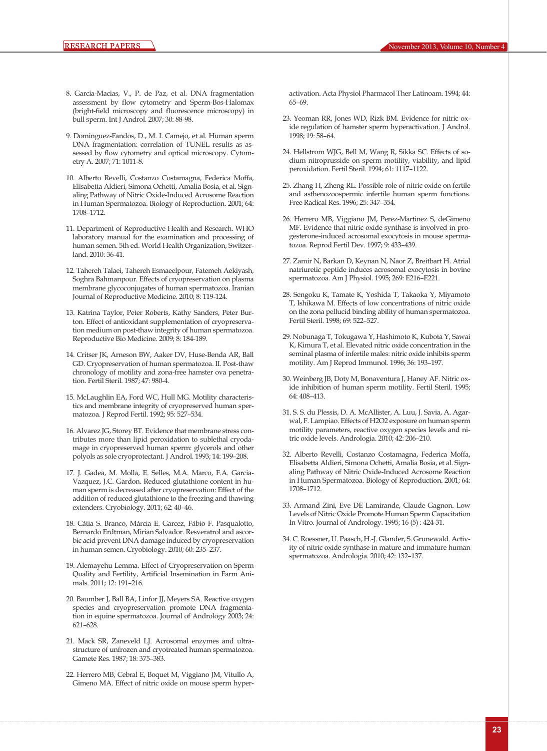8. Garcia-Macias, V., P. de Paz, et al. DNA fragmentation assessment by flow cytometry and Sperm-Bos-Halomax (bright-field microscopy and fluorescence microscopy) in bull sperm. Int J Androl. 2007; 30: 88-98.

9. Dominguez-Fandos, D., M. I. Camejo, et al. Human sperm DNA fragmentation: correlation of TUNEL results as assessed by flow cytometry and optical microscopy. Cytometry A. 2007; 71: 1011-8.

10. Alberto Revelli, Costanzo Costamagna, Federica Moffa, Elisabetta Aldieri, Simona Ochetti, Amalia Bosia, et al. Signaling Pathway of Nitric Oxide-Induced Acrosome Reaction in Human Spermatozoa. Biology of Reproduction. 2001; 64: 1708–1712.

11. Department of Reproductive Health and Research. WHO laboratory manual for the examination and processing of human semen. 5th ed. World Health Organization, Switzerland. 2010: 36-41.

12. Tahereh Talaei, Tahereh Esmaeelpour, Fatemeh Aekiyash, Soghra Bahmanpour. Effects of cryopreservation on plasma membrane glycoconjugates of human spermatozoa. Iranian Journal of Reproductive Medicine. 2010; 8: 119-124.

13. Katrina Taylor, Peter Roberts, Kathy Sanders, Peter Burton. Effect of antioxidant supplementation of cryopreservation medium on post-thaw integrity of human spermatozoa. Reproductive Bio Medicine. 2009; 8: 184-189.

14. Critser JK, Arneson BW, Aaker DV, Huse-Benda AR, Ball GD. Cryopreservation of human spermatozoa. II. Post-thaw chronology of motility and zona-free hamster ova penetration. Fertil Steril. 1987; 47: 980-4.

15. McLaughlin EA, Ford WC, Hull MG. Motility characteristics and membrane integrity of cryopreserved human spermatozoa. J Reprod Fertil. 1992; 95: 527–534.

16. Alvarez JG, Storey BT. Evidence that membrane stress contributes more than lipid peroxidation to sublethal cryodamage in cryopreserved human sperm: glycerols and other polyols as sole cryoprotectant. J Androl. 1993; 14: 199–208.

17. J. Gadea, M. Molla, E. Selles, M.A. Marco, F.A. Garcia-Vazquez, J.C. Gardon. Reduced glutathione content in human sperm is decreased after cryopreservation: Effect of the addition of reduced glutathione to the freezing and thawing extenders. Cryobiology. 2011; 62: 40–46.

18. Cátia S. Branco, Márcia E. Garcez, Fábio F. Pasqualotto, Bernardo Erdtman, Mirian Salvador. Resveratrol and ascorbic acid prevent DNA damage induced by cryopreservation in human semen. Cryobiology. 2010; 60: 235–237.

19. Alemayehu Lemma. Effect of Cryopreservation on Sperm Quality and Fertility, Artificial Insemination in Farm Animals. 2011; 12: 191–216.

20. Baumber J, Ball BA, Linfor JJ, Meyers SA. Reactive oxygen species and cryopreservation promote DNA fragmentation in equine spermatozoa. Journal of Andrology 2003; 24: 621–628.

21. Mack SR, Zaneveld LJ. Acrosomal enzymes and ultrastructure of unfrozen and cryotreated human spermatozoa. Gamete Res. 1987; 18: 375–383.

22. Herrero MB, Cebral E, Boquet M, Viggiano JM, Vitullo A, Gimeno MA. Effect of nitric oxide on mouse sperm hyperactivation. Acta Physiol Pharmacol Ther Latinoam. 1994; 44: 65–69.

23. Yeoman RR, Jones WD, Rizk BM. Evidence for nitric oxide regulation of hamster sperm hyperactivation. J Androl. 1998; 19: 58–64.

24. Hellstrom WJG, Bell M, Wang R, Sikka SC. Effects of sodium nitroprusside on sperm motility, viability, and lipid peroxidation. Fertil Steril. 1994; 61: 1117–1122.

25. Zhang H, Zheng RL. Possible role of nitric oxide on fertile and asthenozoospermic infertile human sperm functions. Free Radical Res. 1996; 25: 347–354.

26. Herrero MB, Viggiano JM, Perez-Martinez S, deGimeno MF. Evidence that nitric oxide synthase is involved in progesterone-induced acrosomal exocytosis in mouse spermatozoa. Reprod Fertil Dev. 1997; 9: 433–439.

27. Zamir N, Barkan D, Keynan N, Naor Z, Breitbart H. Atrial natriuretic peptide induces acrosomal exocytosis in bovine spermatozoa. Am J Physiol. 1995; 269: E216–E221.

28. Sengoku K, Tamate K, Yoshida T, Takaoka Y, Miyamoto T, Ishikawa M. Effects of low concentrations of nitric oxide on the zona pellucid binding ability of human spermatozoa. Fertil Steril. 1998; 69: 522–527.

29. Nobunaga T, Tokugawa Y, Hashimoto K, Kubota Y, Sawai K, Kimura T, et al. Elevated nitric oxide concentration in the seminal plasma of infertile males: nitric oxide inhibits sperm motility. Am J Reprod Immunol. 1996; 36: 193–197.

30. Weinberg JB, Doty M, Bonaventura J, Haney AF. Nitric oxide inhibition of human sperm motility. Fertil Steril. 1995; 64: 408–413.

31. S. S. du Plessis, D. A. McAllister, A. Luu, J. Savia, A. Agarwal, F. Lampiao. Effects of H2O2 exposure on human sperm motility parameters, reactive oxygen species levels and nitric oxide levels. Andrologia. 2010; 42: 206–210.

32. Alberto Revelli, Costanzo Costamagna, Federica Moffa, Elisabetta Aldieri, Simona Ochetti, Amalia Bosia, et al. Signaling Pathway of Nitric Oxide-Induced Acrosome Reaction in Human Spermatozoa. Biology of Reproduction. 2001; 64: 1708–1712.

33. Armand Zini, Eve DE Lamirande, Claude Gagnon. Low Levels of Nitric Oxide Promote Human Sperm Capacitation In Vitro. Journal of Andrology. 1995; 16 (5) : 424-31.

34. C. Roessner, U. Paasch, H.-J. Glander, S. Grunewald. Activity of nitric oxide synthase in mature and immature human spermatozoa. Andrologia. 2010; 42: 132–137.